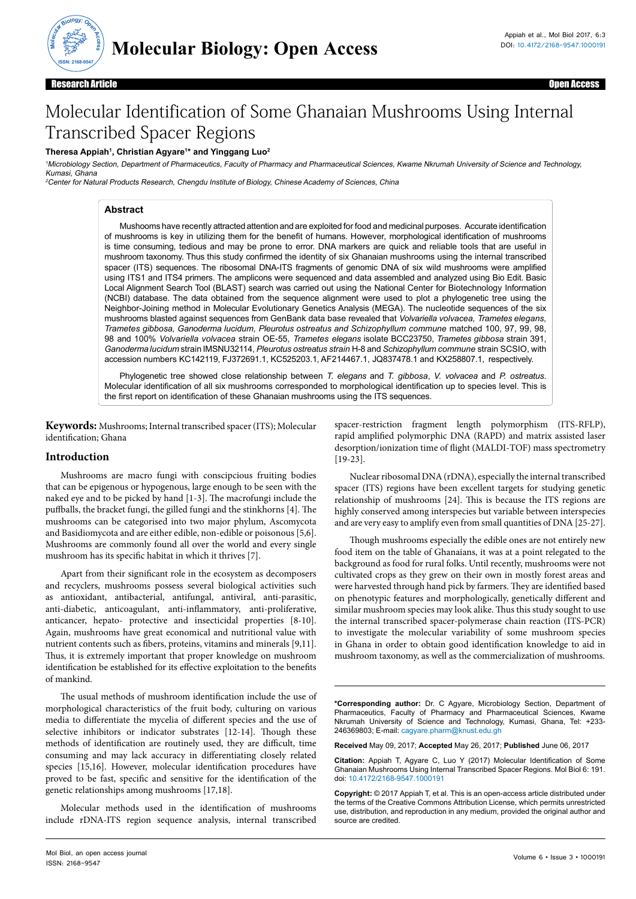Research Article — Open Access

# Molecular Identification of Some Ghanaian Mushrooms Using Internal Transcribed Spacer Regions

**Theresa Appiah[1], Christian Agyare[1]* and Yinggang Luo[2]**

[1]*Microbiology Section, Department of Pharmaceutics, Faculty of Pharmacy and Pharmaceutical Sciences, Kwame Nkrumah University of Science and Technology, Kumasi, Ghana*

[2]*Center for Natural Products Research, Chengdu Institute of Biology, Chinese Academy of Sciences, China*

## Abstract

Mushooms have recently attracted attention and are exploited for food and medicinal purposes. Accurate identification of mushrooms is key in utilizing them for the benefit of humans. However, morphological identification of mushrooms is time consuming, tedious and may be prone to error. DNA markers are quick and reliable tools that are useful in mushroom taxonomy. Thus this study confirmed the identity of six Ghanaian mushrooms using the internal transcribed spacer (ITS) sequences. The ribosomal DNA-ITS fragments of genomic DNA of six wild mushrooms were amplified using ITS1 and ITS4 primers. The amplicons were sequenced and data assembled and analyzed using Bio Edit. Basic Local Alignment Search Tool (BLAST) search was carried out using the National Center for Biotechnology Information (NCBI) database. The data obtained from the sequence alignment were used to plot a phylogenetic tree using the Neighbor-Joining method in Molecular Evolutionary Genetics Analysis (MEGA). The nucleotide sequences of the six mushrooms blasted against sequences from GenBank data base revealed that *Volvariella volvacea, Trametes elegans, Trametes gibbosa, Ganoderma lucidum, Pleurotus ostreatus and Schizophyllum commune* matched 100, 97, 99, 98, 98 and 100% *Volvariella volvacea* strain OE-55, *Trametes elegans* isolate BCC23750, *Trametes gibbosa* strain 391, *Ganoderma lucidum* strain IMSNU32114, *Pleurotus ostreatus strain* H-8 and *Schizophyllum commune* strain SCSIO, with accession numbers KC142119, FJ372691.1, KC525203.1, AF214467.1, JQ837478.1 and KX258807.1, respectively.

Phylogenetic tree showed close relationship between *T. elegans* and *T. gibbosa*, *V. volvacea* and *P. ostreatus*. Molecular identification of all six mushrooms corresponded to morphological identification up to species level. This is the first report on identification of these Ghanaian mushrooms using the ITS sequences.

**Keywords:** Mushrooms; Internal transcribed spacer (ITS); Molecular identification; Ghana

## Introduction

Mushrooms are macro fungi with conscipcious fruiting bodies that can be epigenous or hypogenous, large enough to be seen with the naked eye and to be picked by hand [1-3]. The macrofungi include the puffballs, the bracket fungi, the gilled fungi and the stinkhorns [4]. The mushrooms can be categorised into two major phylum, Ascomycota and Basidiomycota and are either edible, non-edible or poisonous [5,6]. Mushrooms are commonly found all over the world and every single mushroom has its specific habitat in which it thrives [7].

Apart from their significant role in the ecosystem as decomposers and recyclers, mushrooms possess several biological activities such as antioxidant, antibacterial, antifungal, antiviral, anti-parasitic, anti-diabetic, anticoagulant, anti-inflammatory, anti-proliferative, anticancer, hepato- protective and insecticidal properties [8-10]. Again, mushrooms have great economical and nutritional value with nutrient contents such as fibers, proteins, vitamins and minerals [9,11]. Thus, it is extremely important that proper knowledge on mushroom identification be established for its effective exploitation to the benefits of mankind.

The usual methods of mushroom identification include the use of morphological characteristics of the fruit body, culturing on various media to differentiate the mycelia of different species and the use of selective inhibitors or indicator substrates [12-14]. Though these methods of identification are routinely used, they are difficult, time consuming and may lack accuracy in differentiating closely related species [15,16]. However, molecular identification procedures have proved to be fast, specific and sensitive for the identification of the genetic relationships among mushrooms [17,18].

Molecular methods used in the identification of mushrooms include rDNA-ITS region sequence analysis, internal transcribed spacer-restriction fragment length polymorphism (ITS-RFLP), rapid amplified polymorphic DNA (RAPD) and matrix assisted laser desorption/ionization time of flight (MALDI-TOF) mass spectrometry [19-23].

Nuclear ribosomal DNA (rDNA), especially the internal transcribed spacer (ITS) regions have been excellent targets for studying genetic relationship of mushrooms [24]. This is because the ITS regions are highly conserved among interspecies but variable between interspecies and are very easy to amplify even from small quantities of DNA [25-27].

Though mushrooms especially the edible ones are not entirely new food item on the table of Ghanaians, it was at a point relegated to the background as food for rural folks. Until recently, mushrooms were not cultivated crops as they grew on their own in mostly forest areas and were harvested through hand pick by farmers. They are identified based on phenotypic features and morphologically, genetically different and similar mushroom species may look alike. Thus this study sought to use the internal transcribed spacer-polymerase chain reaction (ITS-PCR) to investigate the molecular variability of some mushroom species in Ghana in order to obtain good identification knowledge to aid in mushroom taxonomy, as well as the commercialization of mushrooms.

---

**\*Corresponding author:** Dr. C Agyare, Microbiology Section, Department of Pharmaceutics, Faculty of Pharmacy and Pharmaceutical Sciences, Kwame Nkrumah University of Science and Technology, Kumasi, Ghana, Tel: +233-246369803; E-mail: cagyare.pharm@knust.edu.gh

**Received** May 09, 2017; **Accepted** May 26, 2017; **Published** June 06, 2017

**Citation:** Appiah T, Agyare C, Luo Y (2017) Molecular Identification of Some Ghanaian Mushrooms Using Internal Transcribed Spacer Regions. Mol Biol 6: 191. doi: 10.4172/2168-9547.1000191

**Copyright:** © 2017 Appiah T, et al. This is an open-access article distributed under the terms of the Creative Commons Attribution License, which permits unrestricted use, distribution, and reproduction in any medium, provided the original author and source are credited.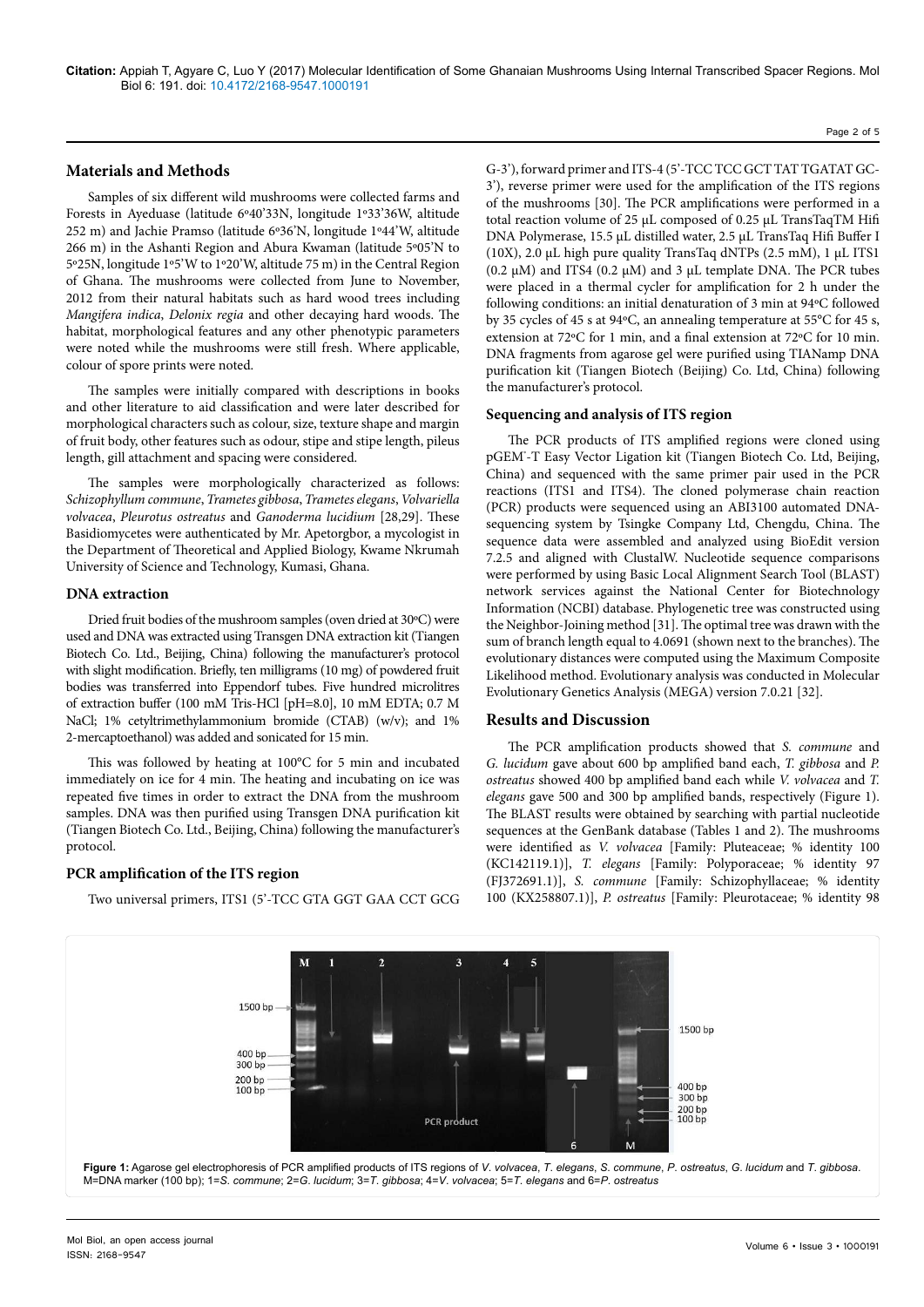## Materials and Methods

Samples of six different wild mushrooms were collected farms and Forests in Ayeduase (latitude 6°40'33N, longitude 1°33'36W, altitude 252 m) and Jachie Pramso (latitude 6°36'N, longitude 1°44'W, altitude 266 m) in the Ashanti Region and Abura Kwaman (latitude 5°05'N to 5°25N, longitude 1°5'W to 1°20'W, altitude 75 m) in the Central Region of Ghana. The mushrooms were collected from June to November, 2012 from their natural habitats such as hard wood trees including *Mangifera indica*, *Delonix regia* and other decaying hard woods. The habitat, morphological features and any other phenotypic parameters were noted while the mushrooms were still fresh. Where applicable, colour of spore prints were noted.

The samples were initially compared with descriptions in books and other literature to aid classification and were later described for morphological characters such as colour, size, texture shape and margin of fruit body, other features such as odour, stipe and stipe length, pileus length, gill attachment and spacing were considered.

The samples were morphologically characterized as follows: *Schizophyllum commune*, *Trametes gibbosa*, *Trametes elegans*, *Volvariella volvacea*, *Pleurotus ostreatus* and *Ganoderma lucidium* [28,29]. These Basidiomycetes were authenticated by Mr. Apetorgbor, a mycologist in the Department of Theoretical and Applied Biology, Kwame Nkrumah University of Science and Technology, Kumasi, Ghana.

### DNA extraction

Dried fruit bodies of the mushroom samples (oven dried at 30°C) were used and DNA was extracted using Transgen DNA extraction kit (Tiangen Biotech Co. Ltd., Beijing, China) following the manufacturer's protocol with slight modification. Briefly, ten milligrams (10 mg) of powdered fruit bodies was transferred into Eppendorf tubes. Five hundred microlitres of extraction buffer (100 mM Tris-HCl [pH=8.0], 10 mM EDTA; 0.7 M NaCl; 1% cetyltrimethylammonium bromide (CTAB) (w/v); and 1% 2-mercaptoethanol) was added and sonicated for 15 min.

This was followed by heating at 100°C for 5 min and incubated immediately on ice for 4 min. The heating and incubating on ice was repeated five times in order to extract the DNA from the mushroom samples. DNA was then purified using Transgen DNA purification kit (Tiangen Biotech Co. Ltd., Beijing, China) following the manufacturer's protocol.

### PCR amplification of the ITS region

Two universal primers, ITS1 (5'-TCC GTA GGT GAA CCT GCG G-3'), forward primer and ITS-4 (5'-TCC TCC GCT TAT TGATAT GC-3'), reverse primer were used for the amplification of the ITS regions of the mushrooms [30]. The PCR amplifications were performed in a total reaction volume of 25 µL composed of 0.25 µL TransTaqTM Hifi DNA Polymerase, 15.5 µL distilled water, 2.5 µL TransTaq Hifi Buffer I (10X), 2.0 µL high pure quality TransTaq dNTPs (2.5 mM), 1 µL ITS1 (0.2 µM) and ITS4 (0.2 µM) and 3 µL template DNA. The PCR tubes were placed in a thermal cycler for amplification for 2 h under the following conditions: an initial denaturation of 3 min at 94°C followed by 35 cycles of 45 s at 94°C, an annealing temperature at 55°C for 45 s, extension at 72°C for 1 min, and a final extension at 72°C for 10 min. DNA fragments from agarose gel were purified using TIANamp DNA purification kit (Tiangen Biotech (Beijing) Co. Ltd, China) following the manufacturer's protocol.

### Sequencing and analysis of ITS region

The PCR products of ITS amplified regions were cloned using pGEM-T Easy Vector Ligation kit (Tiangen Biotech Co. Ltd, Beijing, China) and sequenced with the same primer pair used in the PCR reactions (ITS1 and ITS4). The cloned polymerase chain reaction (PCR) products were sequenced using an ABI3100 automated DNA-sequencing system by Tsingke Company Ltd, Chengdu, China. The sequence data were assembled and analyzed using BioEdit version 7.2.5 and aligned with ClustalW. Nucleotide sequence comparisons were performed by using Basic Local Alignment Search Tool (BLAST) network services against the National Center for Biotechnology Information (NCBI) database. Phylogenetic tree was constructed using the Neighbor-Joining method [31]. The optimal tree was drawn with the sum of branch length equal to 4.0691 (shown next to the branches). The evolutionary distances were computed using the Maximum Composite Likelihood method. Evolutionary analysis was conducted in Molecular Evolutionary Genetics Analysis (MEGA) version 7.0.21 [32].

## Results and Discussion

The PCR amplification products showed that *S. commune* and *G. lucidum* gave about 600 bp amplified band each, *T. gibbosa* and *P. ostreatus* showed 400 bp amplified band each while *V. volvacea* and *T. elegans* gave 500 and 300 bp amplified bands, respectively (Figure 1). The BLAST results were obtained by searching with partial nucleotide sequences at the GenBank database (Tables 1 and 2). The mushrooms were identified as *V. volvacea* [Family: Pluteaceae; % identity 100 (KC142119.1)], *T. elegans* [Family: Polyporaceae; % identity 97 (FJ372691.1)], *S. commune* [Family: Schizophyllaceae; % identity 100 (KX258807.1)], *P. ostreatus* [Family: Pleurotaceae; % identity 98

**Figure 1:** Agarose gel electrophoresis of PCR amplified products of ITS regions of *V. volvacea*, *T. elegans*, *S. commune*, *P. ostreatus*, *G. lucidum* and *T. gibbosa*. M=DNA marker (100 bp); 1=*S. commune*; 2=*G. lucidum*; 3=*T. gibbosa*; 4=*V. volvacea*; 5=*T. elegans* and 6=*P. ostreatus*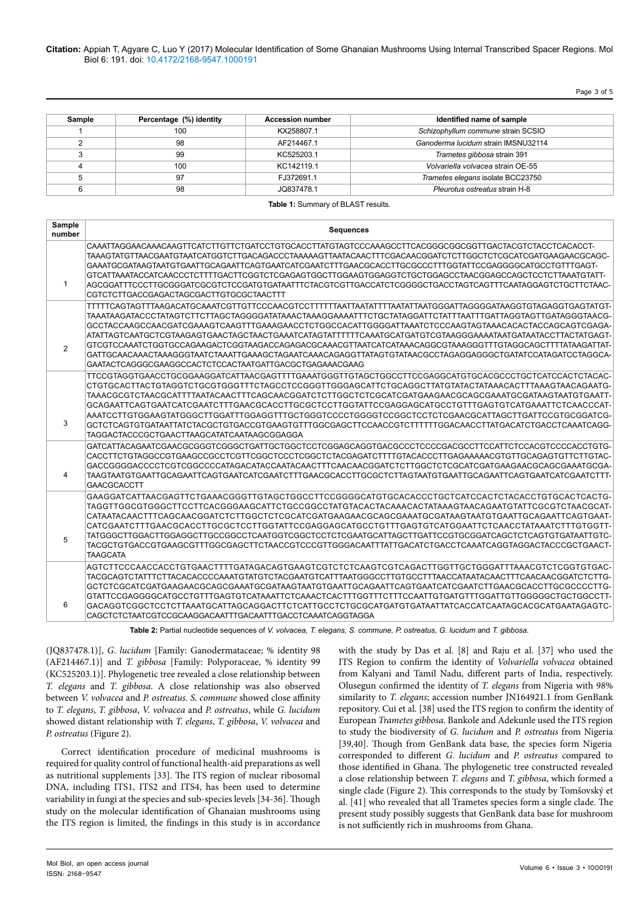| Sample | Percentage (%) identity | Accession number | Identified name of sample |
|---|---|---|---|
| 1 | 100 | KX258807.1 | *Schizophyllum commune* strain SCSIO |
| 2 | 98 | AF214467.1 | *Ganoderma lucidum* strain IMSNU32114 |
| 3 | 99 | KC525203.1 | *Trametes gibbosa* strain 391 |
| 4 | 100 | KC142119.1 | *Volvariella volvacea* strain OE-55 |
| 5 | 97 | FJ372691.1 | *Trametes elegans* isolate BCC23750 |
| 6 | 98 | JQ837478.1 | *Pleurotus ostreatus* strain H-8 |

**Table 1:** Summary of BLAST results.

| Sample number | Sequences |
|---|---|
| 1 | CAAATTAGGAACAAACAAGTTCATCTTGTTCTGATCCTGTGCACCTTATGTAGTCCCAAAGCCTTCACGGGCGGCGGTTGACTACGTCTACCTCACACCT-TAAAGTATGTTAACGAATGTAATCATGGTCTTGACAGACCCTAAAAAGTTAATACAACTTTCGACAACGGATCTCTTGGCTCTCGCATCGATGAAGAACGCAGC-GAAATGCGATAAGTAATGTGAATTGCAGAATTCAGTGAATCATCGAATCTTTGAACGCACCTTGCGCCCTTTGGTATTCCGAGGGGCATGCCTGTTTGAGT-GTCATTAAATACCATCAACCCTCTTTTGACTTCGGTCTCGAGAGTGGCTTGGAAGTGGAGGTCTGCTGGAGCCTAACGGAGCCAGCTCCTCTTAAATGTATT-AGCGGATTTCCCTTGCGGGATCGCGTCTCCGATGTGATAATTTCTACGTCGTTGACCATCTCGGGGCTGACCTAGTCAGTTTCAATAGGAGTCTGCTTCTAAC-CGTCTCTTGACCGAGACTAGCGACTTGTGCGCTAACTTT |
| 2 | TTTTCAGTAGTTTAAGACATGCAAATCGTTGTTCCCAACGTCCTTTTTTAATTAATATTTTAATATTAATGGGATTAGGGGATAAGGTGTAGAGGTGAGTATGT-TAAATAAGATACCCTATAGTCTTCTTAGCTAGGGGATATAAACTAAAGGAAAATTTCTGCTATAGGATTCTATTTAATTTGATTAGGTAGTTGATAGGGTAACG-GCCTACCAAGCCAACGATCGAAAGTCAAGTTTGAAAGAACCTCTGGCCACATTGGGGATTAAATCTCCAAGTAGTAAACACACTACCAGCAGTCGAGA-ATATTAGTCAATGCTCGTAAGAGTGAACTAGCTAACTGAAATCATAGTATTTTTTCAAATGCATGATGTCGTAAGGGAAAATAATGATAATACCTTACTATGAGT-GTCGTCCAAATCTGGTGCCAGAAGACTCGGTAAGACCAGAGACGCAAACGTTAATCATCATAAACAGGCGTAAAGGGTTTGTAGGCAGCTTTTATAAGATTAT-GATTGCAACAAACTAAAGGGTAATCTAAATTGAAAGCTAGAATCAAACAGAGGTTATAGTGTATAACGCCTAGAGGAGGGCTGATATCCATAGATCCTAGGCA-GAATACTCAGGGCGAAGGCCACTCTCCACTAATGATTGACGCTGAGAAACGAAG |
| 3 | TTCCGTAGGTGAACCTGCGGAAGGATCATTAACGAGTTTTGAAATGGGTTGTAGCTGGCCTTCCGAGGCATGTGCACGCCCTGCTCATCCACTCTACAC-CTGTGCACTTACTGTAGGTCTGCGTGGGTTTCTAGCCTCCGGGTTGGGAGCATTCTGCAGGCTTATGTATACTATAAACACTTTAAAGTAACAGAATG-TAAACGCGTCTAACGCATTTAATACAACTTTCAGCAACGGATCTCTTGGCTCTCGCATCGATGAAGAACGCAGCGAAATGCGATAAGTAATGTGAATT-GCAGAATTCAGTGAATCATCGAATCTTTGAACGCACCTTGCGCTCCTTGGTATTCCGAGGAGCATGCCTGTTTGAGTGTCATGAAATTCTCAACCCAT-AAATCCTTGTGGAAGTATGGGCTTGGATTTGGAGGTTTGCTGGGTCCCCTGGGGTCCGGCTCCTCTCGAACGCATTAGCTTGATTCCGTGCGGATCG-GCTCTCAGTGTGATAATTATCTACGCTGTGACCGTGAAGTGTTTGGCGAGCTTCCAACCGTCTTTTTTGGACAACCTTATGACATCTGACCTCAAATCAGG-TAGGACTACCCGCTGAACTTAAGCATATCAATAAGCGGAGGA |
| 4 | GATCATTACAGAATCGAACGCGGGTCGGGCTGATTGCTGGCTCCTCGGAGCAGGTGACGCCCTCCCGACGCCTTCCATTCTCCACGTCCCCACCTGTG-CACCTTCTGTAGGCCGTGAAGCCGCCTCGTTCGGCTCCCTCGGCTCTACGAGATCTTTTGTACACCCTTGAGAAAAACGTGTTGCAGAGTGTTCTTGTAC-GACCGGGGACCCCTCGTCGGCCCCATAGACATACCAATACAACTTTCAACAACGGATCTCTTGGCTCTCGCATCGATGAAGAACGCAGCGAAATGCGA-TAAGTAATGTGAATTGCAGAATTCAGTGAATCATCGAATCTTTGAACGCACCTTGCGCTCTTAGTAATGTGAATTGCAGAATTCAGTGAATCATCGAATCTTT-GAACGCACCTT |
| 5 | GAAGGATCATTAACGAGTTCTGAAACGGGTTGTAGCTGGCCTTCCGGGGCATGTGCACACCCTGCTCATCCACTCTACACCTGTGCACTCACTG-TAGGTTGGCGTGGGCTTCCTTCACGGGAAGCATTCTGCCGGCCTATGTACACTACAAACACTATAAAGTAACAGAATGTATTCGCGTCTAACGCAT-CATAATACAACTTTCAGCAACGGATCTCTTGGCTCTCGCATCGATGAAGAACGCAGCGAAATGCGATAAGTAATGTGAATTGCAGAATTCAGTGAAT-CATCGAATCTTTGAACGCACCTTGCGCTCCTTGGTATTCCGAGGAGCATGCCTGTTTGAGTGTCATGGAATTCTCAACCTATAAATCTTTGTGGTT-TATGGGCTTGGACTTGGAGGCTTGCCGGCCTCAATGGTCGGCTCCTCTCGAATGCATTAGCTTGATTCCGTGCGGATCAGCTCTCAGTGTGATAATTGTC-TACGCTGTGACCGTGAAGCGTTTGGCGAGCTTCTAACCGTCCCGTTGGGACAATTTATTGACATCTGACCTCAAATCAGGTAGGACTACCCGCTGAACT-TAAGCATA |
| 6 | AGTCTTCCCAACCACCTGTGAACTTTTGATAGACAGTGAAGTCGTCTCTCAAGTCGTCAGACTTGGTTGCTGGGATTTAAACGTCTCGGTGTGAC-TACGCAGTCTATTTCTTACACACCCCAAATGTATGTCTACGAATGTCATTTAATGGGCCTTGTGCCTTTAACCATAATACAACTTTCAACAACGGATCTCTTG-GCTCTCGCATCGATGAAGAACGCAGCGAAATGCGATAAGTAATGTGAATTGCAGAATTCAGTGAATCATCGAATCTTGAACGCACCTTGCGCCCCTTG-GTATTCCGAGGGGCATGCCTGTTTGAGTGTCATAAATTCTCAAACTCACTTTGGTTTCTTTCCAATTGTGATGTTTGGATTGTTGGGGGCTGCTGGCCTT-GACAGGTCGGCTCCTCTTAAATGCATTAGCAGGACTTCTCATTGCCTCTGCGCATGATGTGATAATTATCACCATCAATAGCACGCATGAATAGAGTC-CAGCTCTAATCGTCCGCAAGGACAATTTGACAATTTGACCTCAAATCAGGTAGGA |

**Table 2:** Partial nucleotide sequences of *V. volvacea*, *T. elegans*, *S. commune*, *P. ostreatus*, *G. lucidum* and *T. gibbosa*.

(JQ837478.1)], *G. lucidum* [Family: Ganodermataceae; % identity 98 (AF214467.1)] and *T. gibbosa* [Family: Polyporaceae, % identity 99 (KC525203.1)]. Phylogenetic tree revealed a close relationship between *T. elegans* and *T. gibbosa*. A close relationship was also observed between *V. volvacea* and *P. ostreatus*. *S. commune* showed close affinity to *T. elegans*, *T. gibbosa*, *V. volvacea* and *P. ostreatus*, while *G. lucidum* showed distant relationship with *T. elegans*, *T. gibbosa*, *V. volvacea* and *P. ostreatus* (Figure 2).

Correct identification procedure of medicinal mushrooms is required for quality control of functional health-aid preparations as well as nutritional supplements [33]. The ITS region of nuclear ribosomal DNA, including ITS1, ITS2 and ITS4, has been used to determine variability in fungi at the species and sub-species levels [34-36]. Though study on the molecular identification of Ghanaian mushrooms using the ITS region is limited, the findings in this study is in accordance with the study by Das et al. [8] and Raju et al. [37] who used the ITS Region to confirm the identity of *Volvariella volvacea* obtained from Kalyani and Tamil Nadu, different parts of India, respectively. Olusegun confirmed the identity of *T. elegans* from Nigeria with 98% similarity to *T. elegans*; accession number JN164921.1 from GenBank repository. Cui et al. [38] used the ITS region to confirm the identity of European *Trametes gibbosa*. Bankole and Adekunle used the ITS region to study the biodiversity of *G. lucidum* and *P. ostreatus* from Nigeria [39,40]. Though from GenBank data base, the species form Nigeria corresponded to different *G. lucidum* and *P. ostreatus* compared to those identified in Ghana. The phylogenetic tree constructed revealed a close relationship between *T. elegans* and *T. gibbosa*, which formed a single clade (Figure 2). This corresponds to the study by Tomšovský et al. [41] who revealed that all Trametes species form a single clade. The present study possibly suggests that GenBank data base for mushroom is not sufficiently rich in mushrooms from Ghana.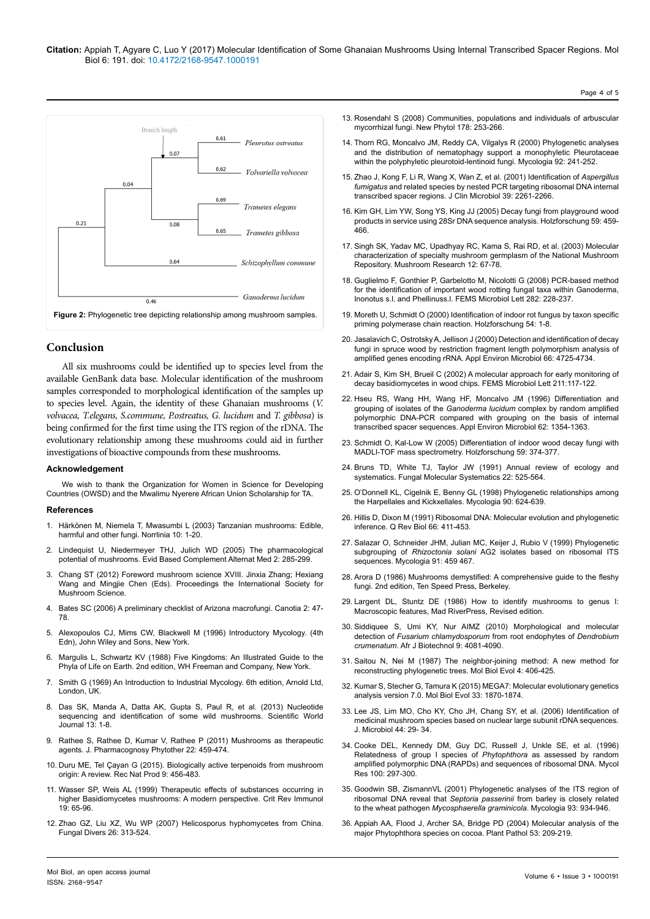Figure 2: Phylogenetic tree depicting relationship among mushroom samples.

## Conclusion

All six mushrooms could be identified up to species level from the available GenBank data base. Molecular identification of the mushroom samples corresponded to morphological identification of the samples up to species level. Again, the identity of these Ghanaian mushrooms (*V. volvacea, T.elegans, S.commune, P.ostreatus, G. lucidum* and *T. gibbosa*) is being confirmed for the first time using the ITS region of the rDNA. The evolutionary relationship among these mushrooms could aid in further investigations of bioactive compounds from these mushrooms.

### Acknowledgement

We wish to thank the Organization for Women in Science for Developing Countries (OWSD) and the Mwalimu Nyerere African Union Scholarship for TA.

### References

1. Härkönen M, Niemela T, Mwasumbi L (2003) Tanzanian mushrooms: Edible, harmful and other fungi. Norrlinia 10: 1-20.
2. Lindequist U, Niedermeyer THJ, Julich WD (2005) The pharmacological potential of mushrooms. Evid Based Complement Alternat Med 2: 285-299.
3. Chang ST (2012) Foreword mushroom science XVIII. Jinxia Zhang; Hexiang Wang and Mingjie Chen (Eds). Proceedings the International Society for Mushroom Science.
4. Bates SC (2006) A preliminary checklist of Arizona macrofungi. Canotia 2: 47-78.
5. Alexopoulos CJ, Mims CW, Blackwell M (1996) Introductory Mycology. (4th Edn), John Wiley and Sons, New York.
6. Margulis L, Schwartz KV (1988) Five Kingdoms: An Illustrated Guide to the Phyla of Life on Earth. 2nd edition, WH Freeman and Company, New York.
7. Smith G (1969) An Introduction to Industrial Mycology. 6th edition, Arnold Ltd, London, UK.
8. Das SK, Manda A, Datta AK, Gupta S, Paul R, et al. (2013) Nucleotide sequencing and identification of some wild mushrooms. Scientific World Journal 13: 1-8.
9. Rathee S, Rathee D, Kumar V, Rathee P (2011) Mushrooms as therapeutic agents. J. Pharmacognosy Phytother 22: 459-474.
10. Duru ME, Tel Çayan G (2015). Biologically active terpenoids from mushroom origin: A review. Rec Nat Prod 9: 456-483.
11. Wasser SP, Weis AL (1999) Therapeutic effects of substances occurring in higher Basidiomycetes mushrooms: A modern perspective. Crit Rev Immunol 19: 65-96.
12. Zhao GZ, Liu XZ, Wu WP (2007) Helicosporus hyphomycetes from China. Fungal Divers 26: 313-524.
13. Rosendahl S (2008) Communities, populations and individuals of arbuscular mycorrhizal fungi. New Phytol 178: 253-266.
14. Thorn RG, Moncalvo JM, Reddy CA, Vilgalys R (2000) Phylogenetic analyses and the distribution of nematophagy support a monophyletic Pleurotaceae within the polyphyletic pleurotoid-lentinoid fungi. Mycologia 92: 241-252.
15. Zhao J, Kong F, Li R, Wang X, Wan Z, et al. (2001) Identification of *Aspergillus fumigatus* and related species by nested PCR targeting ribosomal DNA internal transcribed spacer regions. J Clin Microbiol 39: 2261-2266.
16. Kim GH, Lim YW, Song YS, King JJ (2005) Decay fungi from playground wood products in service using 28Sr DNA sequence analysis. Holzforschung 59: 459-466.
17. Singh SK, Yadav MC, Upadhyay RC, Kama S, Rai RD, et al. (2003) Molecular characterization of specialty mushroom germplasm of the National Mushroom Repository. Mushroom Research 12: 67-78.
18. Guglielmo F, Gonthier P, Garbelotto M, Nicolotti G (2008) PCR-based method for the identification of important wood rotting fungal taxa within Ganoderma, Inonotus s.l. and Phellinuss.l. FEMS Microbiol Lett 282: 228-237.
19. Moreth U, Schmidt O (2000) Identification of indoor rot fungus by taxon specific priming polymerase chain reaction. Holzforschung 54: 1-8.
20. Jasalavich C, Ostrotsky A, Jellison J (2000) Detection and identification of decay fungi in spruce wood by restriction fragment length polymorphism analysis of amplified genes encoding rRNA. Appl Environ Microbiol 66: 4725-4734.
21. Adair S, Kim SH, Brueil C (2002) A molecular approach for early monitoring of decay basidiomycetes in wood chips. FEMS Microbiol Lett 211:117-122.
22. Hseu RS, Wang HH, Wang HF, Moncalvo JM (1996) Differentiation and grouping of isolates of the *Ganoderma lucidum* complex by random amplified polymorphic DNA-PCR compared with grouping on the basis of internal transcribed spacer sequences. Appl Environ Microbiol 62: 1354-1363.
23. Schmidt O, Kal-Low W (2005) Differentiation of indoor wood decay fungi with MADLI-TOF mass spectrometry. Holzforschung 59: 374-377.
24. Bruns TD, White TJ, Taylor JW (1991) Annual review of ecology and systematics. Fungal Molecular Systematics 22: 525-564.
25. O'Donnell KL, Cigelnik E, Benny GL (1998) Phylogenetic relationships among the Harpellales and Kickxellales. Mycologia 90: 624-639.
26. Hillis D, Dixon M (1991) Ribosomal DNA: Molecular evolution and phylogenetic inference. Q Rev Biol 66: 411-453.
27. Salazar O, Schneider JHM, Julian MC, Keijer J, Rubio V (1999) Phylogenetic subgrouping of *Rhizoctonia solani* AG2 isolates based on ribosomal ITS sequences. Mycologia 91: 459 467.
28. Arora D (1986) Mushrooms demystified: A comprehensive guide to the fleshy fungi. 2nd edition, Ten Speed Press, Berkeley.
29. Largent DL, Stuntz DE (1986) How to identify mushrooms to genus I: Macroscopic features, Mad RiverPress, Revised edition.
30. Siddiquee S, Umi KY, Nur AIMZ (2010) Morphological and molecular detection of *Fusarium chlamydosporum* from root endophytes of *Dendrobium crumenatum*. Afr J Biotechnol 9: 4081-4090.
31. Saitou N, Nei M (1987) The neighbor-joining method: A new method for reconstructing phylogenetic trees. Mol Biol Evol 4: 406-425.
32. Kumar S, Stecher G, Tamura K (2015) MEGA7: Molecular evolutionary genetics analysis version 7.0. Mol Biol Evol 33: 1870-1874.
33. Lee JS, Lim MO, Cho KY, Cho JH, Chang SY, et al. (2006) Identification of medicinal mushroom species based on nuclear large subunit rDNA sequences. J. Microbiol 44: 29- 34.
34. Cooke DEL, Kennedy DM, Guy DC, Russell J, Unkle SE, et al. (1996) Relatedness of group I species of *Phytophthora* as assessed by random amplified polymorphic DNA (RAPDs) and sequences of ribosomal DNA. Mycol Res 100: 297-300.
35. Goodwin SB, ZismannVL (2001) Phylogenetic analyses of the ITS region of ribosomal DNA reveal that *Septoria passerinii* from barley is closely related to the wheat pathogen *Mycosphaerella graminicola*. Mycologia 93: 934-946.
36. Appiah AA, Flood J, Archer SA, Bridge PD (2004) Molecular analysis of the major Phytophthora species on cocoa. Plant Pathol 53: 209-219.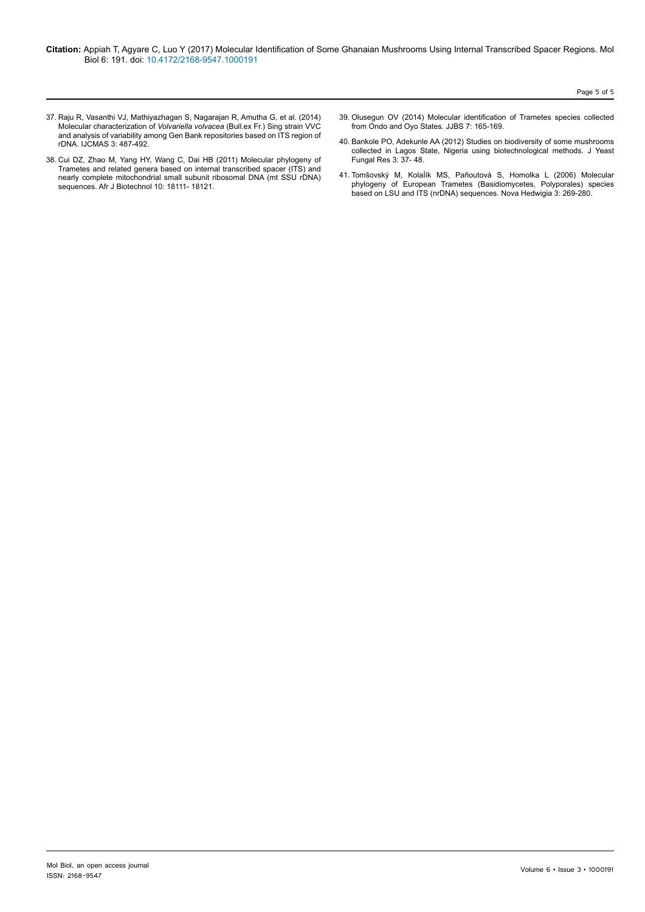37. Raju R, Vasanthi VJ, Mathiyazhagan S, Nagarajan R, Amutha G, et al. (2014) Molecular characterization of *Volvariella volvacea* (Bull.ex Fr.) Sing strain VVC and analysis of variability among Gen Bank repositories based on ITS region of rDNA. IJCMAS 3: 487-492.

38. Cui DZ, Zhao M, Yang HY, Wang C, Dai HB (2011) Molecular phylogeny of Trametes and related genera based on internal transcribed spacer (ITS) and nearly complete mitochondrial small subunit ribosomal DNA (mt SSU rDNA) sequences. Afr J Biotechnol 10: 18111- 18121.

39. Olusegun OV (2014) Molecular identification of Trametes species collected from Ondo and Oyo States. JJBS 7: 165-169.

40. Bankole PO, Adekunle AA (2012) Studies on biodiversity of some mushrooms collected in Lagos State, Nigeria using biotechnological methods. J Yeast Fungal Res 3: 37- 48.

41. Tomšovský M, KolaÍík MS, Pañoutová S, Homolka L (2006) Molecular phylogeny of European Trametes (Basidiomycetes, Polyporales) species based on LSU and ITS (nrDNA) sequences. Nova Hedwigia 3: 269-280.